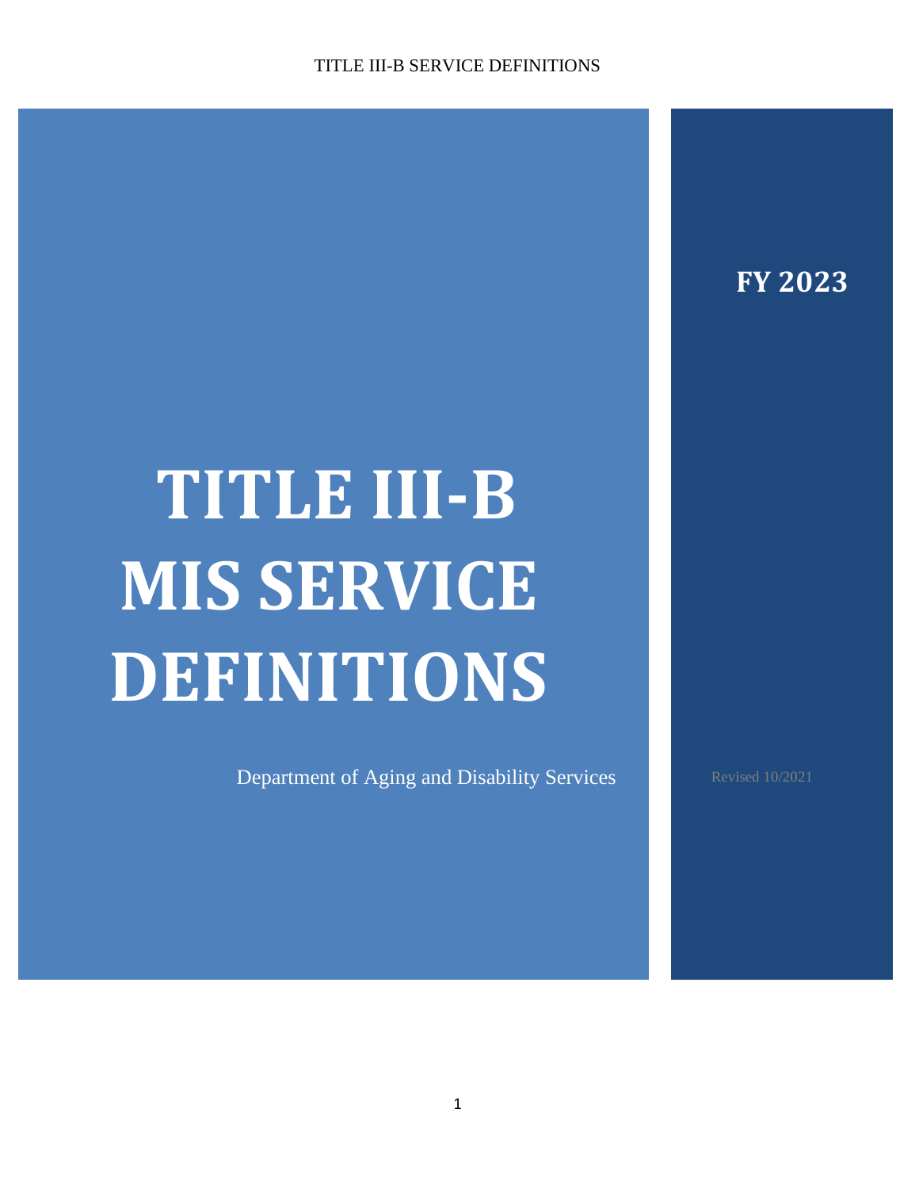# TITLE III-B MIS SERVICE DEFINITIONS

**FY 2023**

Department of Aging and Disability Services

Revised 10/2021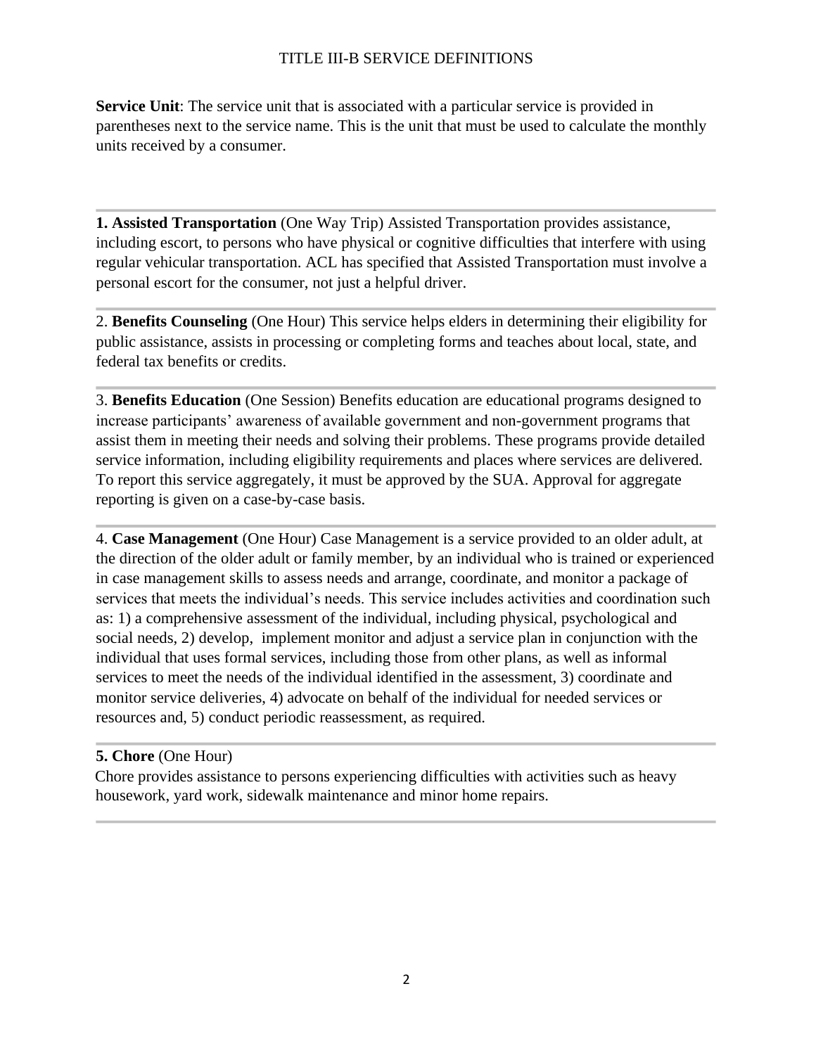# TITLE III-B SERVICE DEFINITIONS

**Service Unit**: The service unit that is associated with a particular service is provided in parentheses next to the service name. This is the unit that must be used to calculate the monthly units received by a consumer.

---

**1. Assisted Transportation** (One Way Trip) Assisted Transportation provides assistance, including escort, to persons who have physical or cognitive difficulties that interfere with using regular vehicular transportation. ACL has specified that Assisted Transportation must involve a personal escort for the consumer, not just a helpful driver.

---

2. **Benefits Counseling** (One Hour) This service helps elders in determining their eligibility for public assistance, assists in processing or completing forms and teaches about local, state, and federal tax benefits or credits.

---

3. **Benefits Education** (One Session) Benefits education are educational programs designed to increase participants' awareness of available government and non-government programs that assist them in meeting their needs and solving their problems. These programs provide detailed service information, including eligibility requirements and places where services are delivered. To report this service aggregately, it must be approved by the SUA. Approval for aggregate reporting is given on a case-by-case basis.

---

4. **Case Management** (One Hour) Case Management is a service provided to an older adult, at the direction of the older adult or family member, by an individual who is trained or experienced in case management skills to assess needs and arrange, coordinate, and monitor a package of services that meets the individual's needs. This service includes activities and coordination such as: 1) a comprehensive assessment of the individual, including physical, psychological and social needs, 2) develop, implement monitor and adjust a service plan in conjunction with the individual that uses formal services, including those from other plans, as well as informal services to meet the needs of the individual identified in the assessment, 3) coordinate and monitor service deliveries, 4) advocate on behalf of the individual for needed services or resources and, 5) conduct periodic reassessment, as required.

---

**5. Chore** (One Hour)
Chore provides assistance to persons experiencing difficulties with activities such as heavy housework, yard work, sidewalk maintenance and minor home repairs.

---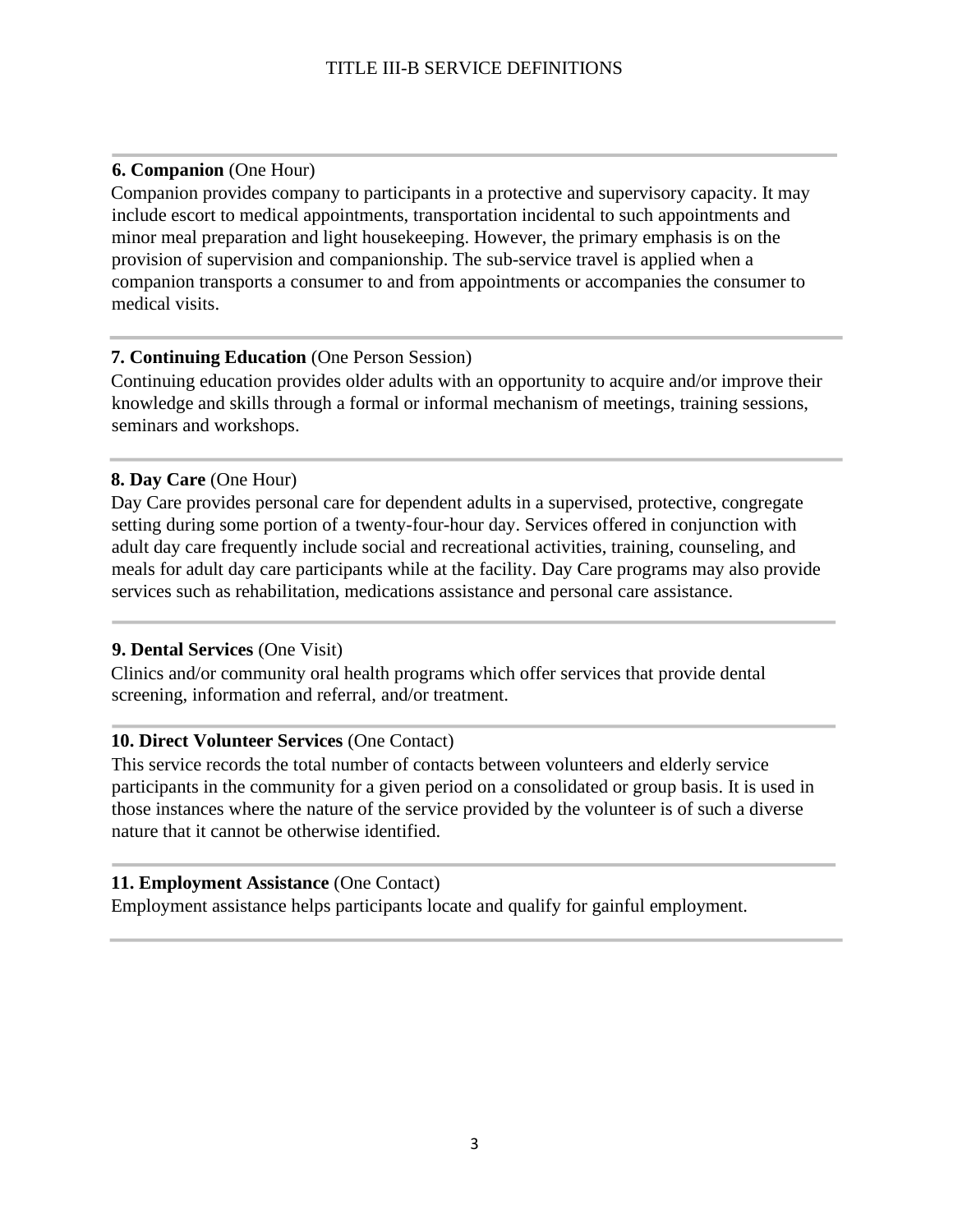**6. Companion** (One Hour)

Companion provides company to participants in a protective and supervisory capacity. It may include escort to medical appointments, transportation incidental to such appointments and minor meal preparation and light housekeeping. However, the primary emphasis is on the provision of supervision and companionship. The sub-service travel is applied when a companion transports a consumer to and from appointments or accompanies the consumer to medical visits.

---

**7. Continuing Education** (One Person Session)

Continuing education provides older adults with an opportunity to acquire and/or improve their knowledge and skills through a formal or informal mechanism of meetings, training sessions, seminars and workshops.

---

**8. Day Care** (One Hour)

Day Care provides personal care for dependent adults in a supervised, protective, congregate setting during some portion of a twenty-four-hour day. Services offered in conjunction with adult day care frequently include social and recreational activities, training, counseling, and meals for adult day care participants while at the facility. Day Care programs may also provide services such as rehabilitation, medications assistance and personal care assistance.

---

**9. Dental Services** (One Visit)

Clinics and/or community oral health programs which offer services that provide dental screening, information and referral, and/or treatment.

---

**10. Direct Volunteer Services** (One Contact)

This service records the total number of contacts between volunteers and elderly service participants in the community for a given period on a consolidated or group basis. It is used in those instances where the nature of the service provided by the volunteer is of such a diverse nature that it cannot be otherwise identified.

---

**11. Employment Assistance** (One Contact)

Employment assistance helps participants locate and qualify for gainful employment.

---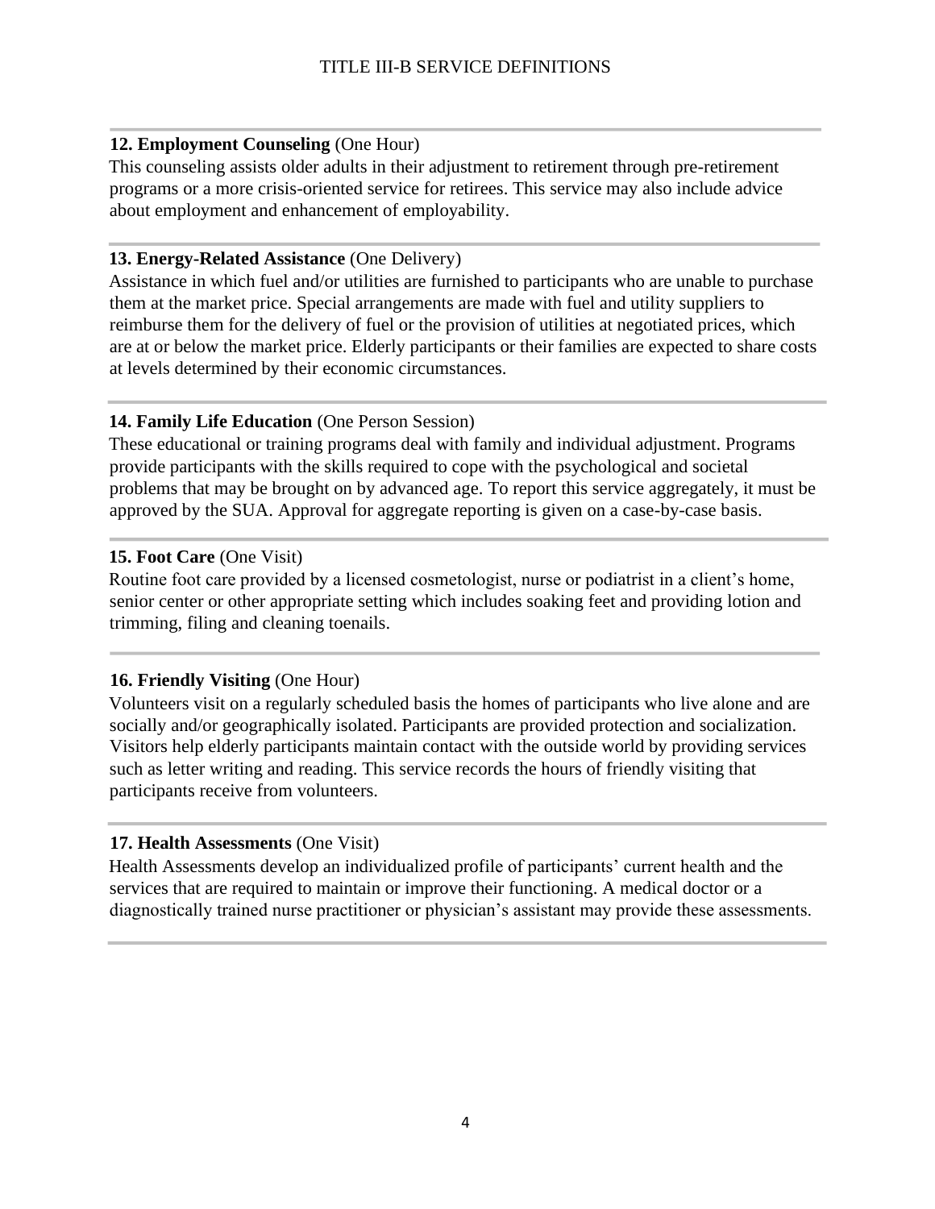**12. Employment Counseling** (One Hour)

This counseling assists older adults in their adjustment to retirement through pre-retirement programs or a more crisis-oriented service for retirees. This service may also include advice about employment and enhancement of employability.

**13. Energy-Related Assistance** (One Delivery)

Assistance in which fuel and/or utilities are furnished to participants who are unable to purchase them at the market price. Special arrangements are made with fuel and utility suppliers to reimburse them for the delivery of fuel or the provision of utilities at negotiated prices, which are at or below the market price. Elderly participants or their families are expected to share costs at levels determined by their economic circumstances.

**14. Family Life Education** (One Person Session)

These educational or training programs deal with family and individual adjustment. Programs provide participants with the skills required to cope with the psychological and societal problems that may be brought on by advanced age. To report this service aggregately, it must be approved by the SUA. Approval for aggregate reporting is given on a case-by-case basis.

**15. Foot Care** (One Visit)

Routine foot care provided by a licensed cosmetologist, nurse or podiatrist in a client's home, senior center or other appropriate setting which includes soaking feet and providing lotion and trimming, filing and cleaning toenails.

**16. Friendly Visiting** (One Hour)

Volunteers visit on a regularly scheduled basis the homes of participants who live alone and are socially and/or geographically isolated. Participants are provided protection and socialization. Visitors help elderly participants maintain contact with the outside world by providing services such as letter writing and reading. This service records the hours of friendly visiting that participants receive from volunteers.

**17. Health Assessments** (One Visit)

Health Assessments develop an individualized profile of participants' current health and the services that are required to maintain or improve their functioning. A medical doctor or a diagnostically trained nurse practitioner or physician's assistant may provide these assessments.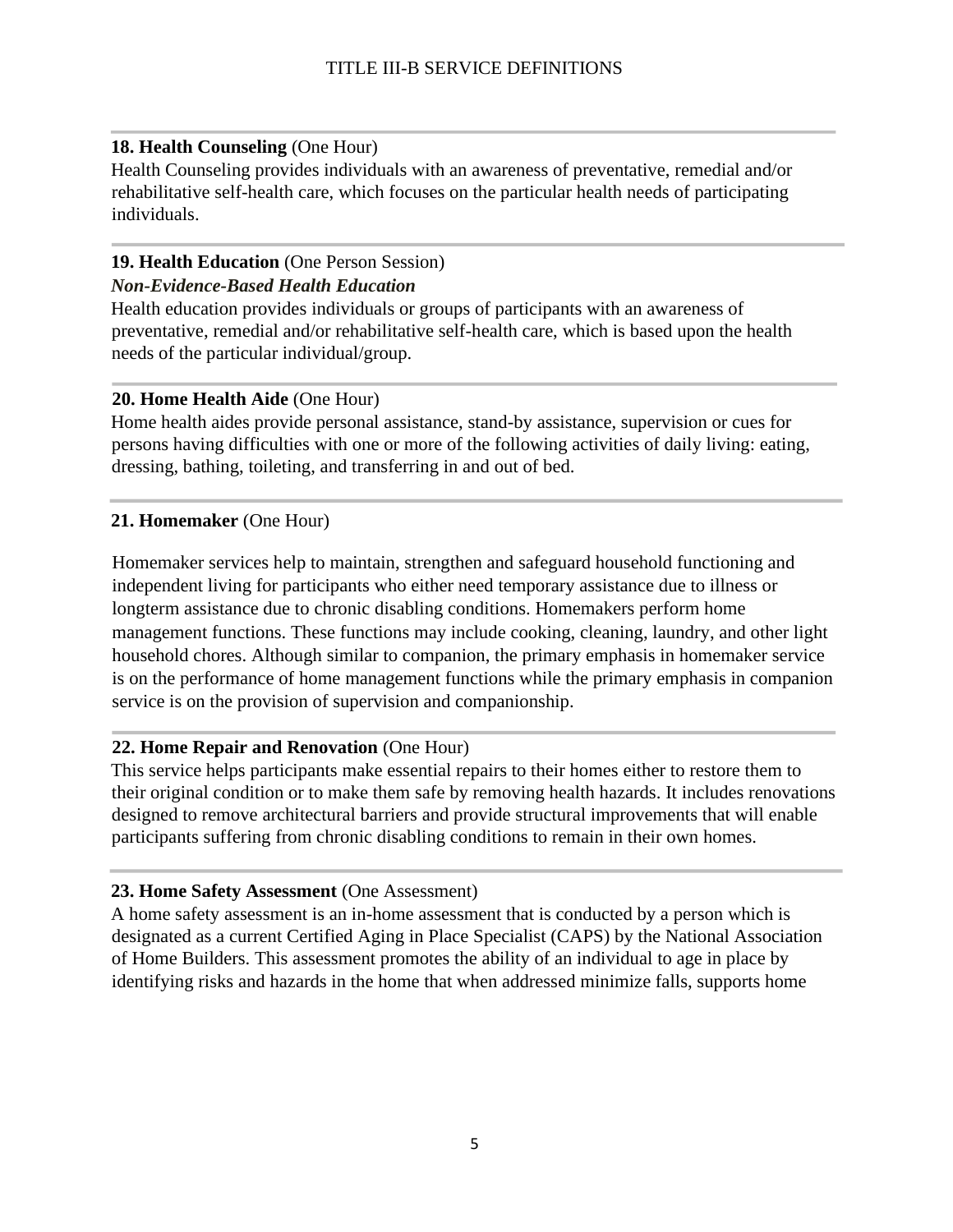**18. Health Counseling** (One Hour)

Health Counseling provides individuals with an awareness of preventative, remedial and/or rehabilitative self-health care, which focuses on the particular health needs of participating individuals.

**19. Health Education** (One Person Session)

***Non-Evidence-Based Health Education***

Health education provides individuals or groups of participants with an awareness of preventative, remedial and/or rehabilitative self-health care, which is based upon the health needs of the particular individual/group.

**20. Home Health Aide** (One Hour)

Home health aides provide personal assistance, stand-by assistance, supervision or cues for persons having difficulties with one or more of the following activities of daily living: eating, dressing, bathing, toileting, and transferring in and out of bed.

**21. Homemaker** (One Hour)

Homemaker services help to maintain, strengthen and safeguard household functioning and independent living for participants who either need temporary assistance due to illness or longterm assistance due to chronic disabling conditions. Homemakers perform home management functions. These functions may include cooking, cleaning, laundry, and other light household chores. Although similar to companion, the primary emphasis in homemaker service is on the performance of home management functions while the primary emphasis in companion service is on the provision of supervision and companionship.

**22. Home Repair and Renovation** (One Hour)

This service helps participants make essential repairs to their homes either to restore them to their original condition or to make them safe by removing health hazards. It includes renovations designed to remove architectural barriers and provide structural improvements that will enable participants suffering from chronic disabling conditions to remain in their own homes.

**23. Home Safety Assessment** (One Assessment)

A home safety assessment is an in-home assessment that is conducted by a person which is designated as a current Certified Aging in Place Specialist (CAPS) by the National Association of Home Builders. This assessment promotes the ability of an individual to age in place by identifying risks and hazards in the home that when addressed minimize falls, supports home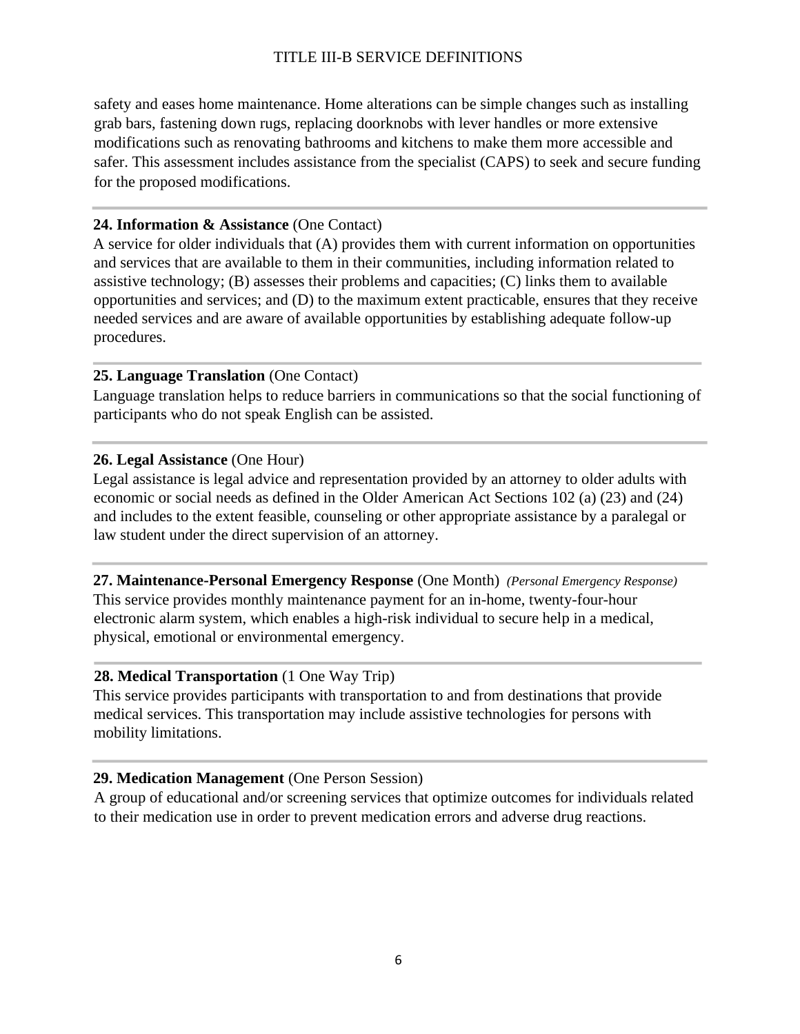safety and eases home maintenance. Home alterations can be simple changes such as installing grab bars, fastening down rugs, replacing doorknobs with lever handles or more extensive modifications such as renovating bathrooms and kitchens to make them more accessible and safer. This assessment includes assistance from the specialist (CAPS) to seek and secure funding for the proposed modifications.

---

**24. Information & Assistance** (One Contact)

A service for older individuals that (A) provides them with current information on opportunities and services that are available to them in their communities, including information related to assistive technology; (B) assesses their problems and capacities; (C) links them to available opportunities and services; and (D) to the maximum extent practicable, ensures that they receive needed services and are aware of available opportunities by establishing adequate follow-up procedures.

---

**25. Language Translation** (One Contact)

Language translation helps to reduce barriers in communications so that the social functioning of participants who do not speak English can be assisted.

---

**26. Legal Assistance** (One Hour)

Legal assistance is legal advice and representation provided by an attorney to older adults with economic or social needs as defined in the Older American Act Sections 102 (a) (23) and (24) and includes to the extent feasible, counseling or other appropriate assistance by a paralegal or law student under the direct supervision of an attorney.

---

**27. Maintenance-Personal Emergency Response** (One Month) *(Personal Emergency Response)*

This service provides monthly maintenance payment for an in-home, twenty-four-hour electronic alarm system, which enables a high-risk individual to secure help in a medical, physical, emotional or environmental emergency.

---

**28. Medical Transportation** (1 One Way Trip)

This service provides participants with transportation to and from destinations that provide medical services. This transportation may include assistive technologies for persons with mobility limitations.

---

**29. Medication Management** (One Person Session)

A group of educational and/or screening services that optimize outcomes for individuals related to their medication use in order to prevent medication errors and adverse drug reactions.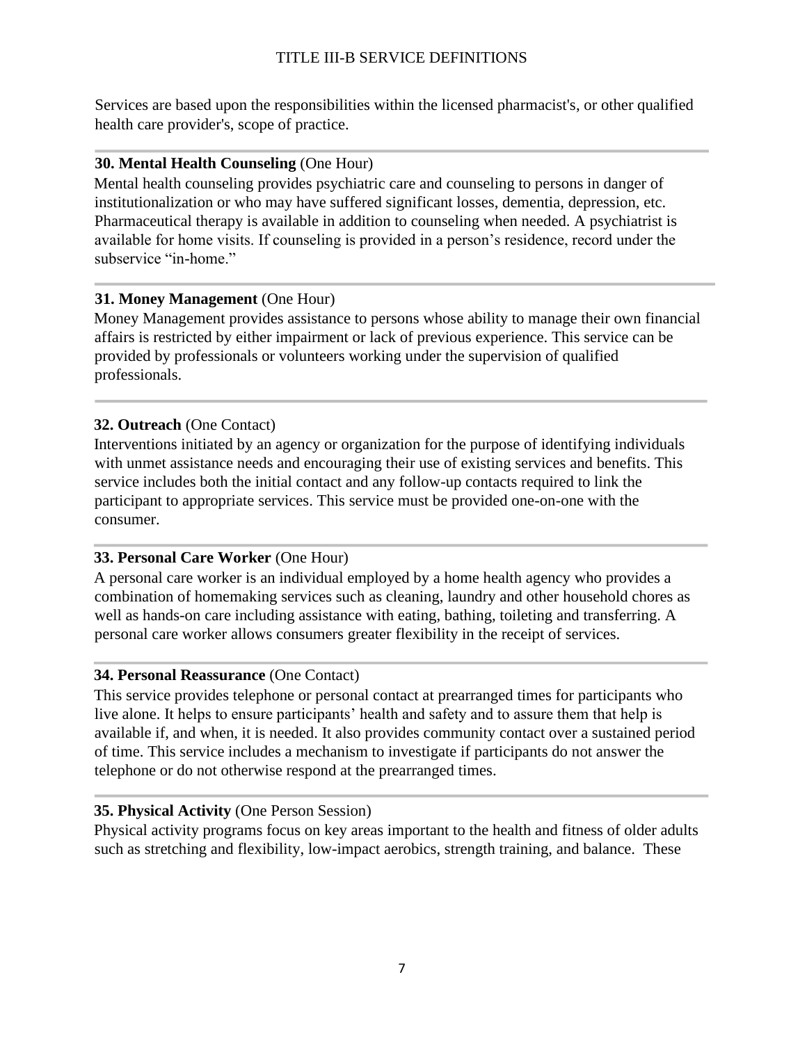Services are based upon the responsibilities within the licensed pharmacist's, or other qualified health care provider's, scope of practice.

---

**30. Mental Health Counseling** (One Hour)
Mental health counseling provides psychiatric care and counseling to persons in danger of institutionalization or who may have suffered significant losses, dementia, depression, etc. Pharmaceutical therapy is available in addition to counseling when needed. A psychiatrist is available for home visits. If counseling is provided in a person's residence, record under the subservice "in-home."

---

**31. Money Management** (One Hour)
Money Management provides assistance to persons whose ability to manage their own financial affairs is restricted by either impairment or lack of previous experience. This service can be provided by professionals or volunteers working under the supervision of qualified professionals.

---

**32. Outreach** (One Contact)
Interventions initiated by an agency or organization for the purpose of identifying individuals with unmet assistance needs and encouraging their use of existing services and benefits. This service includes both the initial contact and any follow-up contacts required to link the participant to appropriate services. This service must be provided one-on-one with the consumer.

---

**33. Personal Care Worker** (One Hour)
A personal care worker is an individual employed by a home health agency who provides a combination of homemaking services such as cleaning, laundry and other household chores as well as hands-on care including assistance with eating, bathing, toileting and transferring. A personal care worker allows consumers greater flexibility in the receipt of services.

---

**34. Personal Reassurance** (One Contact)
This service provides telephone or personal contact at prearranged times for participants who live alone. It helps to ensure participants' health and safety and to assure them that help is available if, and when, it is needed. It also provides community contact over a sustained period of time. This service includes a mechanism to investigate if participants do not answer the telephone or do not otherwise respond at the prearranged times.

---

**35. Physical Activity** (One Person Session)
Physical activity programs focus on key areas important to the health and fitness of older adults such as stretching and flexibility, low-impact aerobics, strength training, and balance. These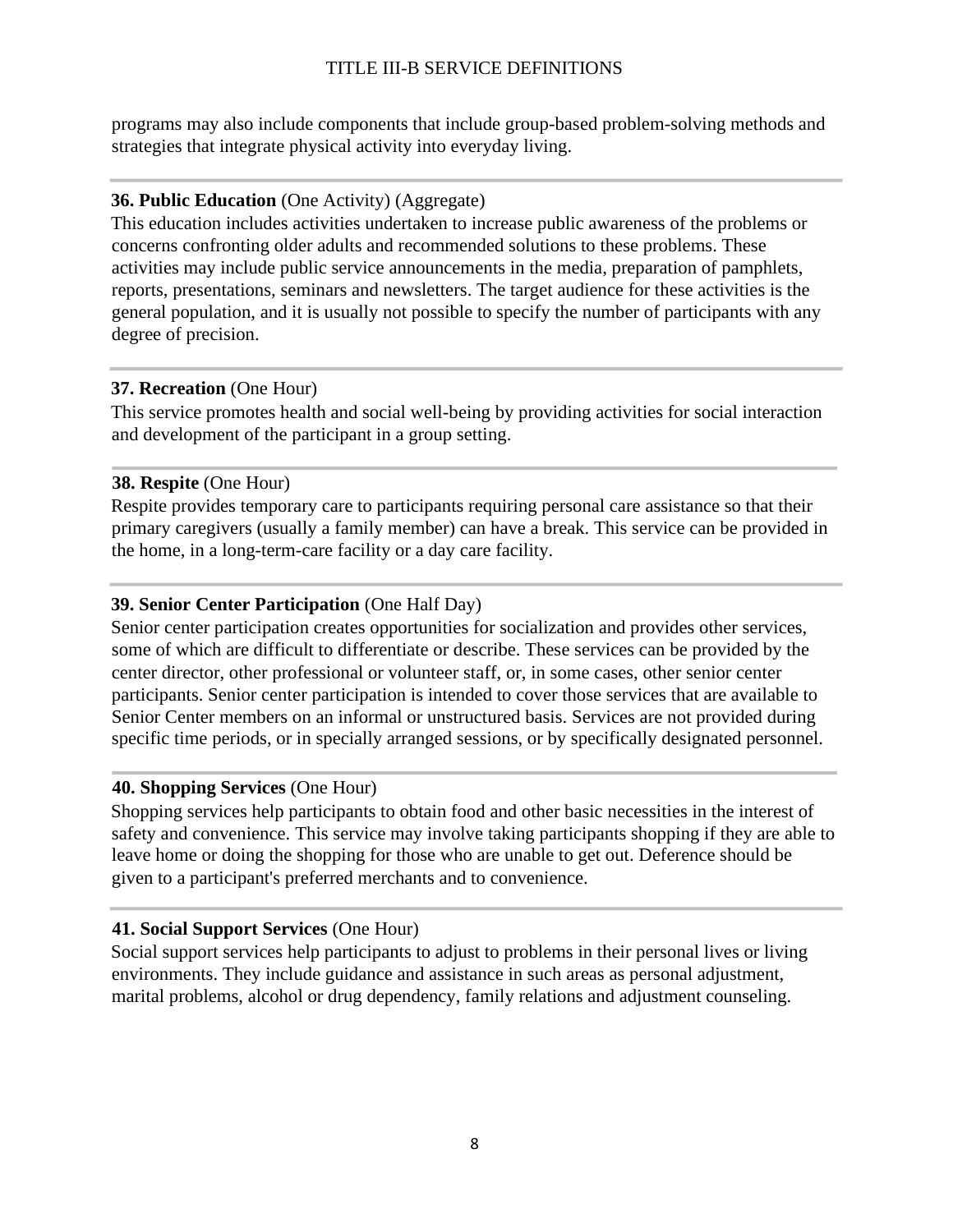programs may also include components that include group-based problem-solving methods and strategies that integrate physical activity into everyday living.

---

**36. Public Education** (One Activity) (Aggregate)
This education includes activities undertaken to increase public awareness of the problems or concerns confronting older adults and recommended solutions to these problems. These activities may include public service announcements in the media, preparation of pamphlets, reports, presentations, seminars and newsletters. The target audience for these activities is the general population, and it is usually not possible to specify the number of participants with any degree of precision.

---

**37. Recreation** (One Hour)
This service promotes health and social well-being by providing activities for social interaction and development of the participant in a group setting.

---

**38. Respite** (One Hour)
Respite provides temporary care to participants requiring personal care assistance so that their primary caregivers (usually a family member) can have a break. This service can be provided in the home, in a long-term-care facility or a day care facility.

---

**39. Senior Center Participation** (One Half Day)
Senior center participation creates opportunities for socialization and provides other services, some of which are difficult to differentiate or describe. These services can be provided by the center director, other professional or volunteer staff, or, in some cases, other senior center participants. Senior center participation is intended to cover those services that are available to Senior Center members on an informal or unstructured basis. Services are not provided during specific time periods, or in specially arranged sessions, or by specifically designated personnel.

---

**40. Shopping Services** (One Hour)
Shopping services help participants to obtain food and other basic necessities in the interest of safety and convenience. This service may involve taking participants shopping if they are able to leave home or doing the shopping for those who are unable to get out. Deference should be given to a participant's preferred merchants and to convenience.

---

**41. Social Support Services** (One Hour)
Social support services help participants to adjust to problems in their personal lives or living environments. They include guidance and assistance in such areas as personal adjustment, marital problems, alcohol or drug dependency, family relations and adjustment counseling.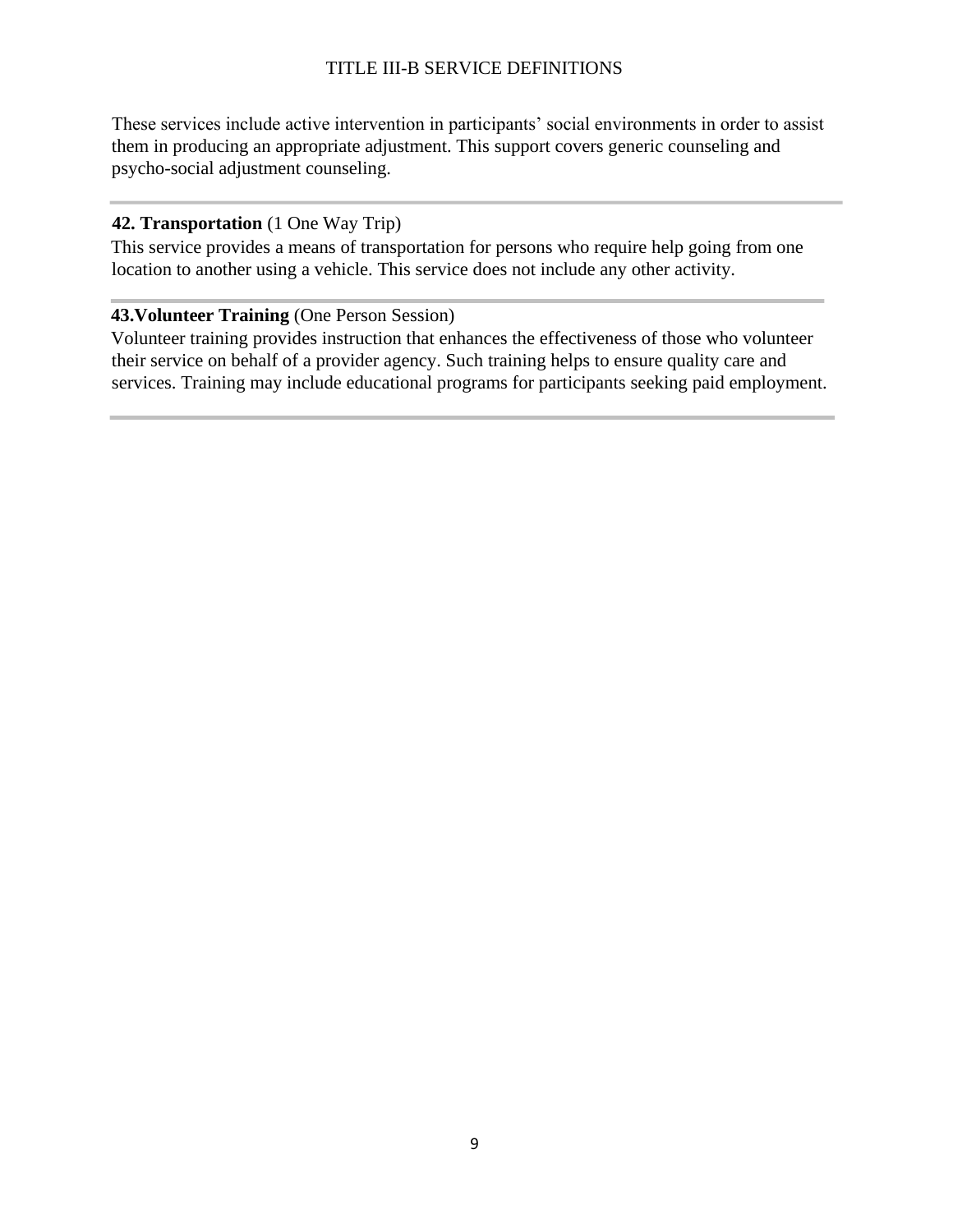These services include active intervention in participants' social environments in order to assist them in producing an appropriate adjustment. This support covers generic counseling and psycho-social adjustment counseling.

---

**42. Transportation** (1 One Way Trip)

This service provides a means of transportation for persons who require help going from one location to another using a vehicle. This service does not include any other activity.

---

**43.Volunteer Training** (One Person Session)

Volunteer training provides instruction that enhances the effectiveness of those who volunteer their service on behalf of a provider agency. Such training helps to ensure quality care and services. Training may include educational programs for participants seeking paid employment.

---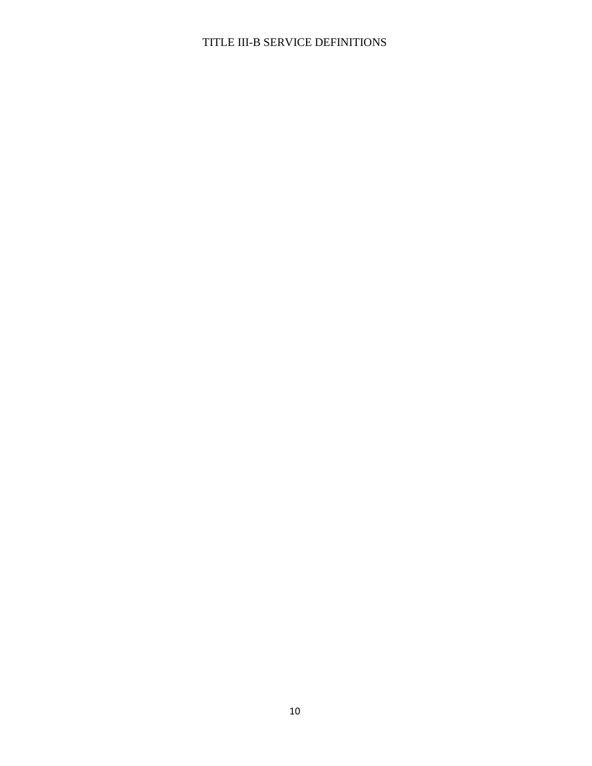TITLE III-B SERVICE DEFINITIONS